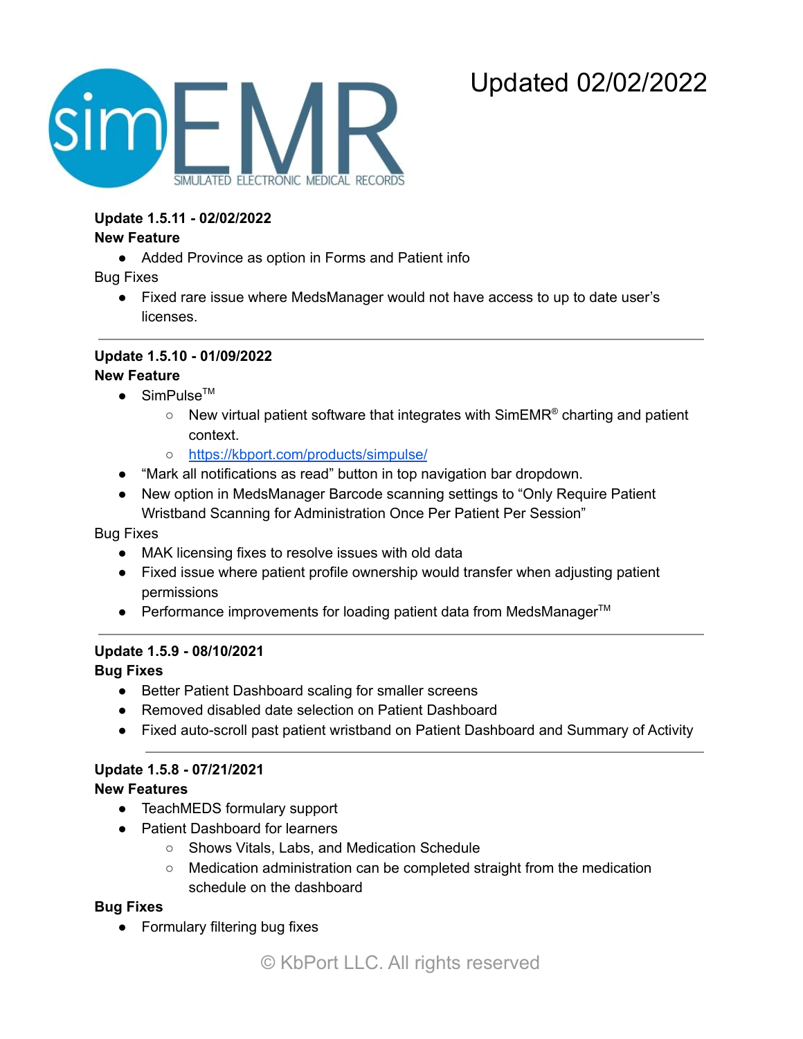simEMR

SIMULATED ELECTRONIC MEDICAL RECORDS

Updated 02/02/2022

**Update 1.5.11 - 02/02/2022**

**New Feature**

- Added Province as option in Forms and Patient info

Bug Fixes

- Fixed rare issue where MedsManager would not have access to up to date user's licenses.

---

**Update 1.5.10 - 01/09/2022**

**New Feature**

- SimPulse™
  - New virtual patient software that integrates with SimEMR® charting and patient context.
  - https://kbport.com/products/simpulse/
- "Mark all notifications as read" button in top navigation bar dropdown.
- New option in MedsManager Barcode scanning settings to "Only Require Patient Wristband Scanning for Administration Once Per Patient Per Session"

Bug Fixes

- MAK licensing fixes to resolve issues with old data
- Fixed issue where patient profile ownership would transfer when adjusting patient permissions
- Performance improvements for loading patient data from MedsManager™

---

**Update 1.5.9 - 08/10/2021**

**Bug Fixes**

- Better Patient Dashboard scaling for smaller screens
- Removed disabled date selection on Patient Dashboard
- Fixed auto-scroll past patient wristband on Patient Dashboard and Summary of Activity

---

**Update 1.5.8 - 07/21/2021**

**New Features**

- TeachMEDS formulary support
- Patient Dashboard for learners
  - Shows Vitals, Labs, and Medication Schedule
  - Medication administration can be completed straight from the medication schedule on the dashboard

**Bug Fixes**

- Formulary filtering bug fixes

© KbPort LLC. All rights reserved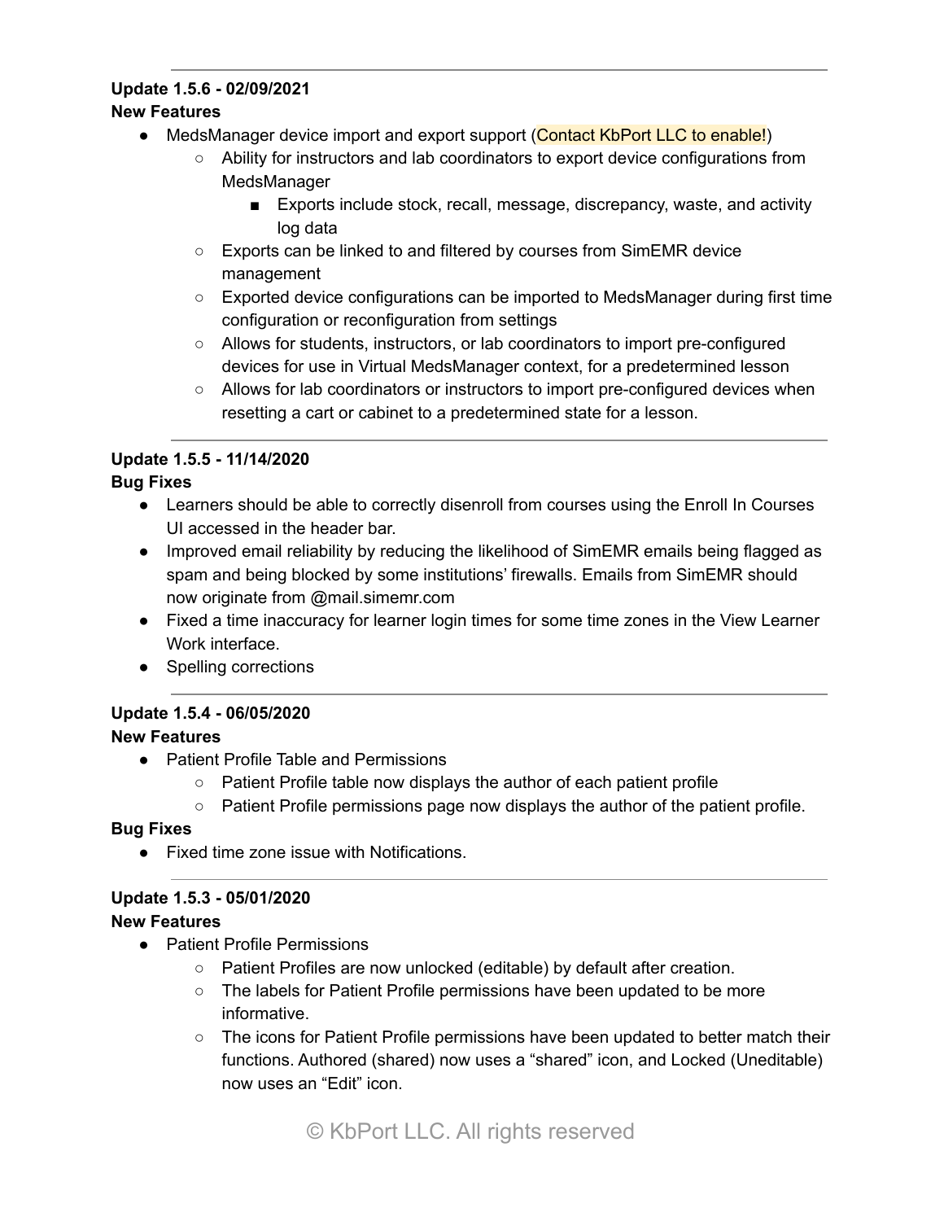---

**Update 1.5.6 - 02/09/2021**

**New Features**

- MedsManager device import and export support (Contact KbPort LLC to enable!)
    - Ability for instructors and lab coordinators to export device configurations from MedsManager
        - Exports include stock, recall, message, discrepancy, waste, and activity log data
    - Exports can be linked to and filtered by courses from SimEMR device management
    - Exported device configurations can be imported to MedsManager during first time configuration or reconfiguration from settings
    - Allows for students, instructors, or lab coordinators to import pre-configured devices for use in Virtual MedsManager context, for a predetermined lesson
    - Allows for lab coordinators or instructors to import pre-configured devices when resetting a cart or cabinet to a predetermined state for a lesson.

---

**Update 1.5.5 - 11/14/2020**

**Bug Fixes**

- Learners should be able to correctly disenroll from courses using the Enroll In Courses UI accessed in the header bar.
- Improved email reliability by reducing the likelihood of SimEMR emails being flagged as spam and being blocked by some institutions' firewalls. Emails from SimEMR should now originate from @mail.simemr.com
- Fixed a time inaccuracy for learner login times for some time zones in the View Learner Work interface.
- Spelling corrections

---

**Update 1.5.4 - 06/05/2020**

**New Features**

- Patient Profile Table and Permissions
    - Patient Profile table now displays the author of each patient profile
    - Patient Profile permissions page now displays the author of the patient profile.

**Bug Fixes**

- Fixed time zone issue with Notifications.

---

**Update 1.5.3 - 05/01/2020**

**New Features**

- Patient Profile Permissions
    - Patient Profiles are now unlocked (editable) by default after creation.
    - The labels for Patient Profile permissions have been updated to be more informative.
    - The icons for Patient Profile permissions have been updated to better match their functions. Authored (shared) now uses a "shared" icon, and Locked (Uneditable) now uses an "Edit" icon.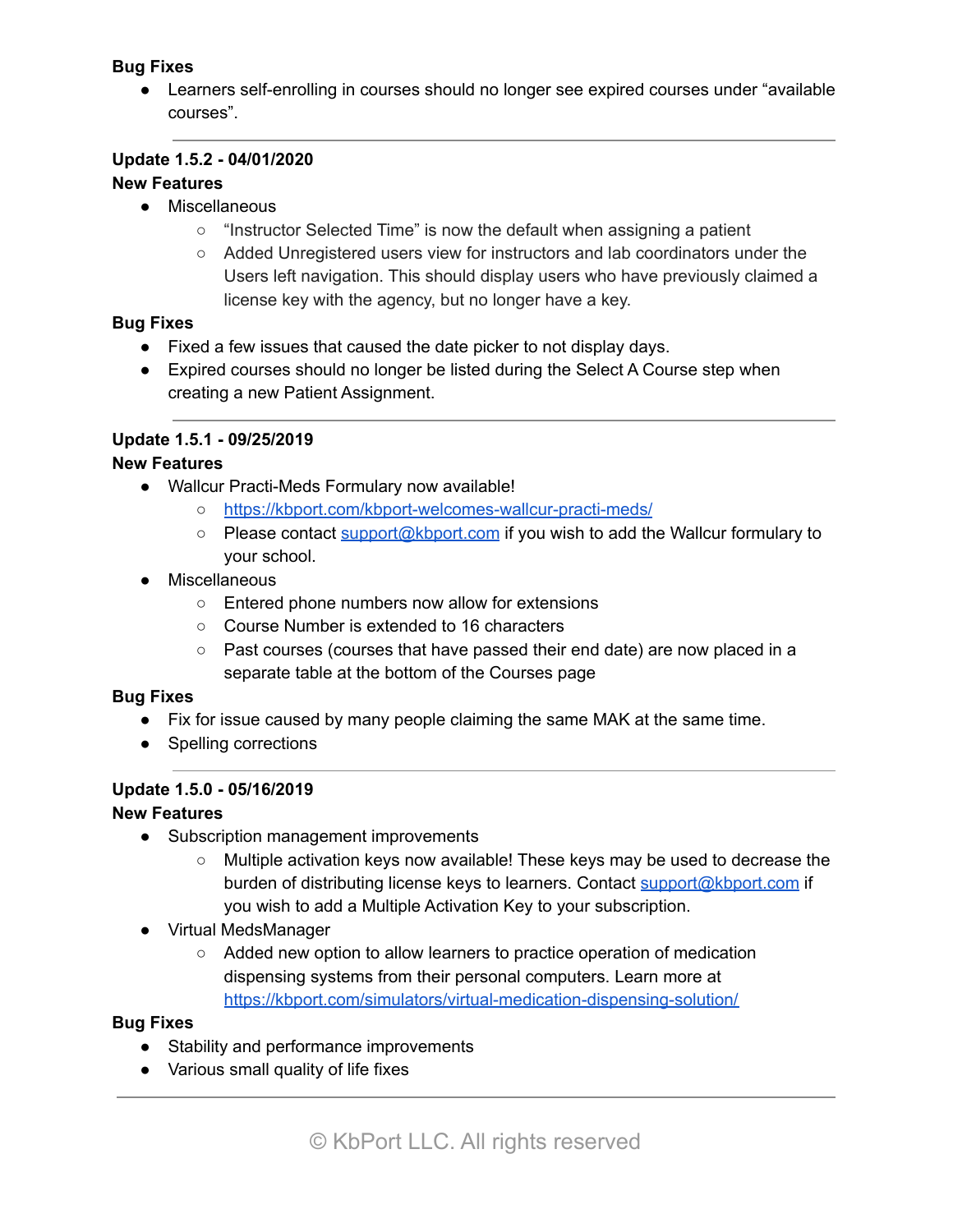**Bug Fixes**

- Learners self-enrolling in courses should no longer see expired courses under “available courses”.

---

**Update 1.5.2 - 04/01/2020**

**New Features**

- Miscellaneous
  - “Instructor Selected Time” is now the default when assigning a patient
  - Added Unregistered users view for instructors and lab coordinators under the Users left navigation. This should display users who have previously claimed a license key with the agency, but no longer have a key.

**Bug Fixes**

- Fixed a few issues that caused the date picker to not display days.
- Expired courses should no longer be listed during the Select A Course step when creating a new Patient Assignment.

---

**Update 1.5.1 - 09/25/2019**

**New Features**

- Wallcur Practi-Meds Formulary now available!
  - [https://kbport.com/kbport-welcomes-wallcur-practi-meds/](https://kbport.com/kbport-welcomes-wallcur-practi-meds/)
  - Please contact [support@kbport.com](mailto:support@kbport.com) if you wish to add the Wallcur formulary to your school.
- Miscellaneous
  - Entered phone numbers now allow for extensions
  - Course Number is extended to 16 characters
  - Past courses (courses that have passed their end date) are now placed in a separate table at the bottom of the Courses page

**Bug Fixes**

- Fix for issue caused by many people claiming the same MAK at the same time.
- Spelling corrections

---

**Update 1.5.0 - 05/16/2019**

**New Features**

- Subscription management improvements
  - Multiple activation keys now available! These keys may be used to decrease the burden of distributing license keys to learners. Contact [support@kbport.com](mailto:support@kbport.com) if you wish to add a Multiple Activation Key to your subscription.
- Virtual MedsManager
  - Added new option to allow learners to practice operation of medication dispensing systems from their personal computers. Learn more at [https://kbport.com/simulators/virtual-medication-dispensing-solution/](https://kbport.com/simulators/virtual-medication-dispensing-solution/)

**Bug Fixes**

- Stability and performance improvements
- Various small quality of life fixes

---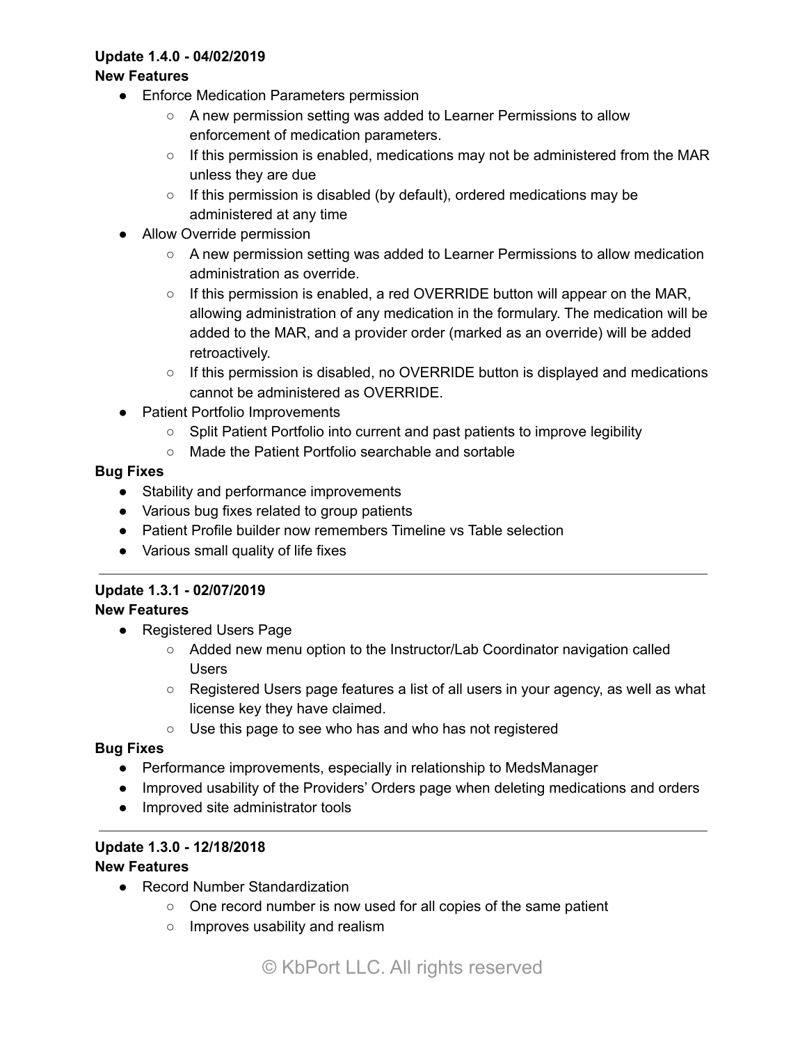**Update 1.4.0 - 04/02/2019**

**New Features**

- Enforce Medication Parameters permission
  - A new permission setting was added to Learner Permissions to allow enforcement of medication parameters.
  - If this permission is enabled, medications may not be administered from the MAR unless they are due
  - If this permission is disabled (by default), ordered medications may be administered at any time
- Allow Override permission
  - A new permission setting was added to Learner Permissions to allow medication administration as override.
  - If this permission is enabled, a red OVERRIDE button will appear on the MAR, allowing administration of any medication in the formulary. The medication will be added to the MAR, and a provider order (marked as an override) will be added retroactively.
  - If this permission is disabled, no OVERRIDE button is displayed and medications cannot be administered as OVERRIDE.
- Patient Portfolio Improvements
  - Split Patient Portfolio into current and past patients to improve legibility
  - Made the Patient Portfolio searchable and sortable

**Bug Fixes**

- Stability and performance improvements
- Various bug fixes related to group patients
- Patient Profile builder now remembers Timeline vs Table selection
- Various small quality of life fixes

---

**Update 1.3.1 - 02/07/2019**

**New Features**

- Registered Users Page
  - Added new menu option to the Instructor/Lab Coordinator navigation called Users
  - Registered Users page features a list of all users in your agency, as well as what license key they have claimed.
  - Use this page to see who has and who has not registered

**Bug Fixes**

- Performance improvements, especially in relationship to MedsManager
- Improved usability of the Providers' Orders page when deleting medications and orders
- Improved site administrator tools

---

**Update 1.3.0 - 12/18/2018**

**New Features**

- Record Number Standardization
  - One record number is now used for all copies of the same patient
  - Improves usability and realism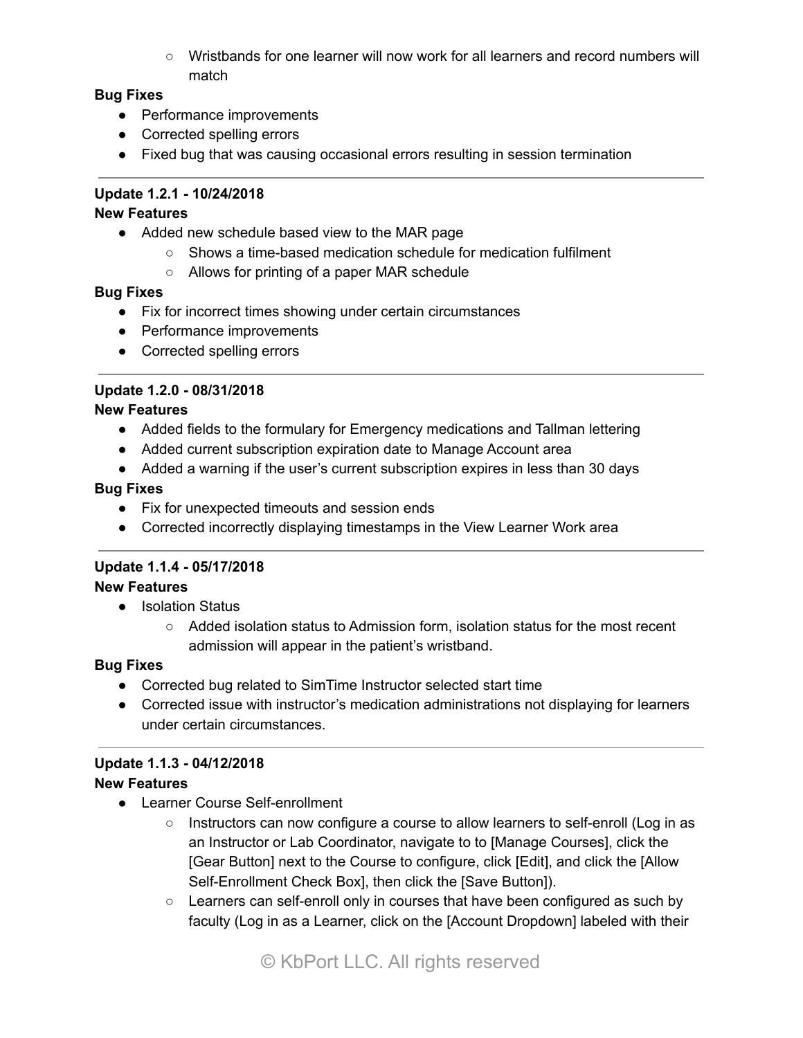- Wristbands for one learner will now work for all learners and record numbers will match

**Bug Fixes**

- Performance improvements
- Corrected spelling errors
- Fixed bug that was causing occasional errors resulting in session termination

---

**Update 1.2.1 - 10/24/2018**

**New Features**

- Added new schedule based view to the MAR page
  - Shows a time-based medication schedule for medication fulfilment
  - Allows for printing of a paper MAR schedule

**Bug Fixes**

- Fix for incorrect times showing under certain circumstances
- Performance improvements
- Corrected spelling errors

---

**Update 1.2.0 - 08/31/2018**

**New Features**

- Added fields to the formulary for Emergency medications and Tallman lettering
- Added current subscription expiration date to Manage Account area
- Added a warning if the user's current subscription expires in less than 30 days

**Bug Fixes**

- Fix for unexpected timeouts and session ends
- Corrected incorrectly displaying timestamps in the View Learner Work area

---

**Update 1.1.4 - 05/17/2018**

**New Features**

- Isolation Status
  - Added isolation status to Admission form, isolation status for the most recent admission will appear in the patient's wristband.

**Bug Fixes**

- Corrected bug related to SimTime Instructor selected start time
- Corrected issue with instructor's medication administrations not displaying for learners under certain circumstances.

---

**Update 1.1.3 - 04/12/2018**

**New Features**

- Learner Course Self-enrollment
  - Instructors can now configure a course to allow learners to self-enroll (Log in as an Instructor or Lab Coordinator, navigate to to [Manage Courses], click the [Gear Button] next to the Course to configure, click [Edit], and click the [Allow Self-Enrollment Check Box], then click the [Save Button]).
  - Learners can self-enroll only in courses that have been configured as such by faculty (Log in as a Learner, click on the [Account Dropdown] labeled with their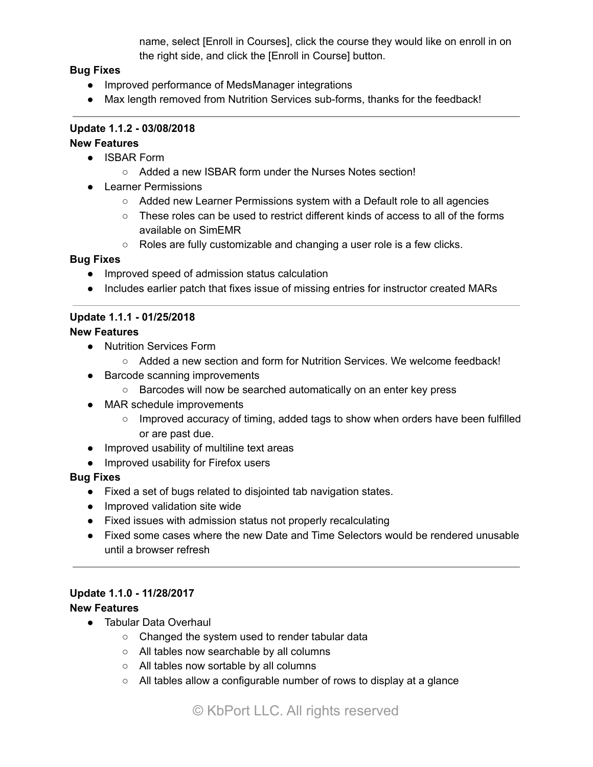name, select [Enroll in Courses], click the course they would like on enroll in on the right side, and click the [Enroll in Course] button.

**Bug Fixes**

- Improved performance of MedsManager integrations
- Max length removed from Nutrition Services sub-forms, thanks for the feedback!

---

**Update 1.1.2 - 03/08/2018**

**New Features**

- ISBAR Form
  - Added a new ISBAR form under the Nurses Notes section!
- Learner Permissions
  - Added new Learner Permissions system with a Default role to all agencies
  - These roles can be used to restrict different kinds of access to all of the forms available on SimEMR
  - Roles are fully customizable and changing a user role is a few clicks.

**Bug Fixes**

- Improved speed of admission status calculation
- Includes earlier patch that fixes issue of missing entries for instructor created MARs

---

**Update 1.1.1 - 01/25/2018**

**New Features**

- Nutrition Services Form
  - Added a new section and form for Nutrition Services. We welcome feedback!
- Barcode scanning improvements
  - Barcodes will now be searched automatically on an enter key press
- MAR schedule improvements
  - Improved accuracy of timing, added tags to show when orders have been fulfilled or are past due.
- Improved usability of multiline text areas
- Improved usability for Firefox users

**Bug Fixes**

- Fixed a set of bugs related to disjointed tab navigation states.
- Improved validation site wide
- Fixed issues with admission status not properly recalculating
- Fixed some cases where the new Date and Time Selectors would be rendered unusable until a browser refresh

---

**Update 1.1.0 - 11/28/2017**

**New Features**

- Tabular Data Overhaul
  - Changed the system used to render tabular data
  - All tables now searchable by all columns
  - All tables now sortable by all columns
  - All tables allow a configurable number of rows to display at a glance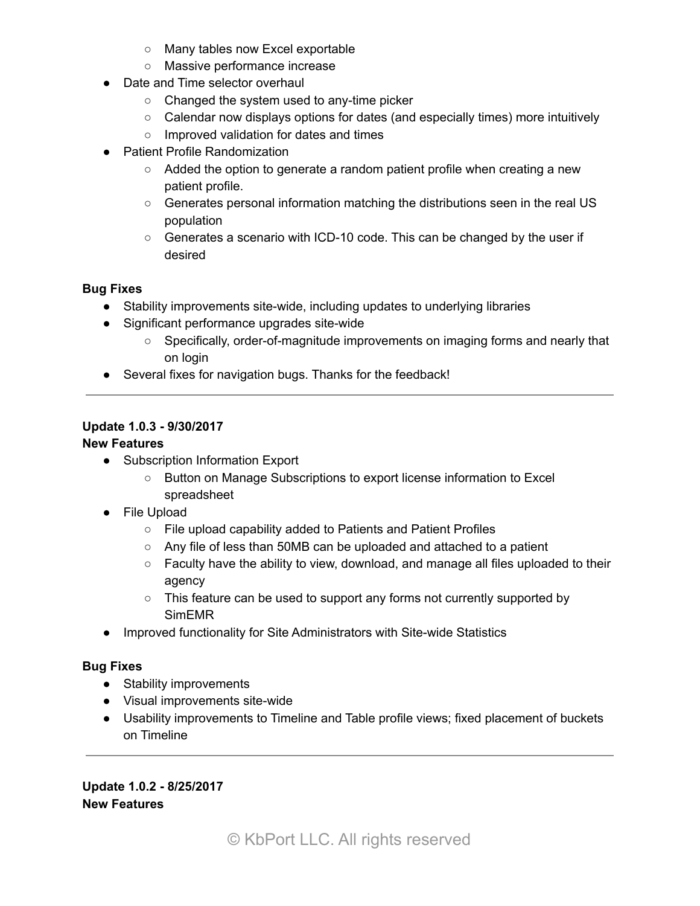- Many tables now Excel exportable
    - Massive performance increase
- Date and Time selector overhaul
    - Changed the system used to any-time picker
    - Calendar now displays options for dates (and especially times) more intuitively
    - Improved validation for dates and times
- Patient Profile Randomization
    - Added the option to generate a random patient profile when creating a new patient profile.
    - Generates personal information matching the distributions seen in the real US population
    - Generates a scenario with ICD-10 code. This can be changed by the user if desired

**Bug Fixes**

- Stability improvements site-wide, including updates to underlying libraries
- Significant performance upgrades site-wide
    - Specifically, order-of-magnitude improvements on imaging forms and nearly that on login
- Several fixes for navigation bugs. Thanks for the feedback!

---

**Update 1.0.3 - 9/30/2017**
**New Features**

- Subscription Information Export
    - Button on Manage Subscriptions to export license information to Excel spreadsheet
- File Upload
    - File upload capability added to Patients and Patient Profiles
    - Any file of less than 50MB can be uploaded and attached to a patient
    - Faculty have the ability to view, download, and manage all files uploaded to their agency
    - This feature can be used to support any forms not currently supported by SimEMR
- Improved functionality for Site Administrators with Site-wide Statistics

**Bug Fixes**

- Stability improvements
- Visual improvements site-wide
- Usability improvements to Timeline and Table profile views; fixed placement of buckets on Timeline

---

**Update 1.0.2 - 8/25/2017**
**New Features**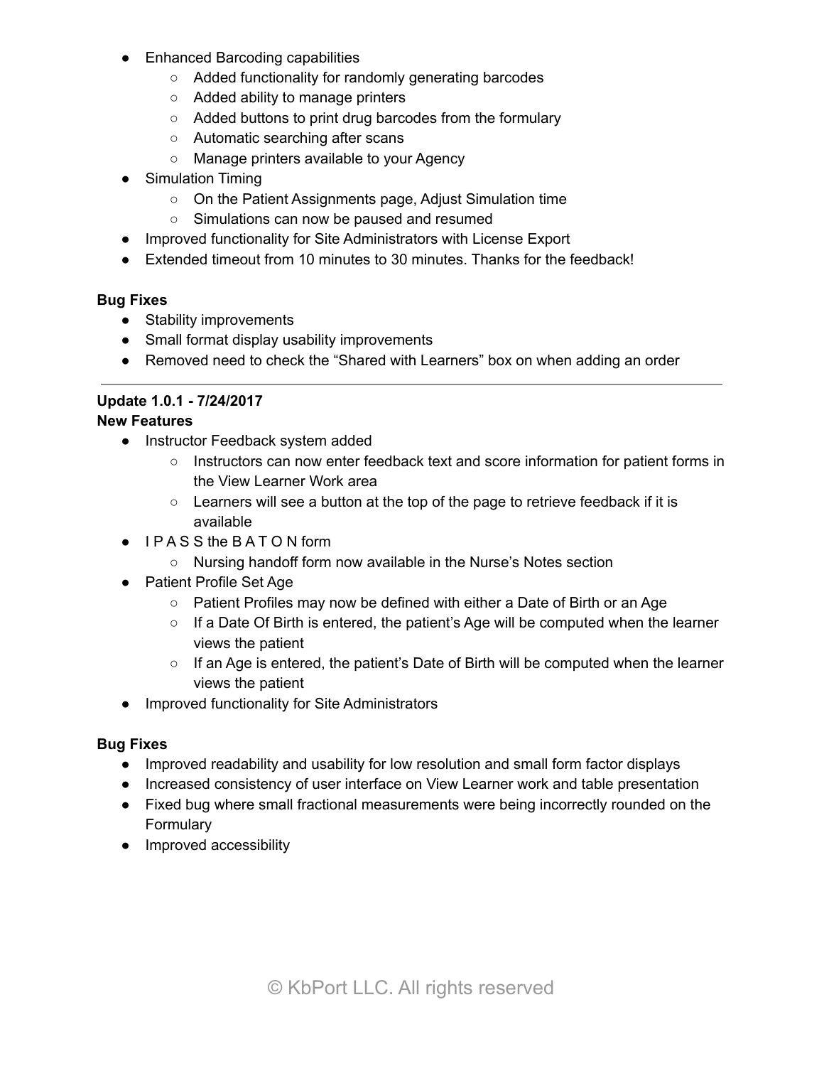- Enhanced Barcoding capabilities
  - Added functionality for randomly generating barcodes
  - Added ability to manage printers
  - Added buttons to print drug barcodes from the formulary
  - Automatic searching after scans
  - Manage printers available to your Agency
- Simulation Timing
  - On the Patient Assignments page, Adjust Simulation time
  - Simulations can now be paused and resumed
- Improved functionality for Site Administrators with License Export
- Extended timeout from 10 minutes to 30 minutes. Thanks for the feedback!

**Bug Fixes**

- Stability improvements
- Small format display usability improvements
- Removed need to check the “Shared with Learners” box on when adding an order

---

**Update 1.0.1 - 7/24/2017**

**New Features**

- Instructor Feedback system added
  - Instructors can now enter feedback text and score information for patient forms in the View Learner Work area
  - Learners will see a button at the top of the page to retrieve feedback if it is available
- I P A S S the B A T O N form
  - Nursing handoff form now available in the Nurse’s Notes section
- Patient Profile Set Age
  - Patient Profiles may now be defined with either a Date of Birth or an Age
  - If a Date Of Birth is entered, the patient’s Age will be computed when the learner views the patient
  - If an Age is entered, the patient’s Date of Birth will be computed when the learner views the patient
- Improved functionality for Site Administrators

**Bug Fixes**

- Improved readability and usability for low resolution and small form factor displays
- Increased consistency of user interface on View Learner work and table presentation
- Fixed bug where small fractional measurements were being incorrectly rounded on the Formulary
- Improved accessibility